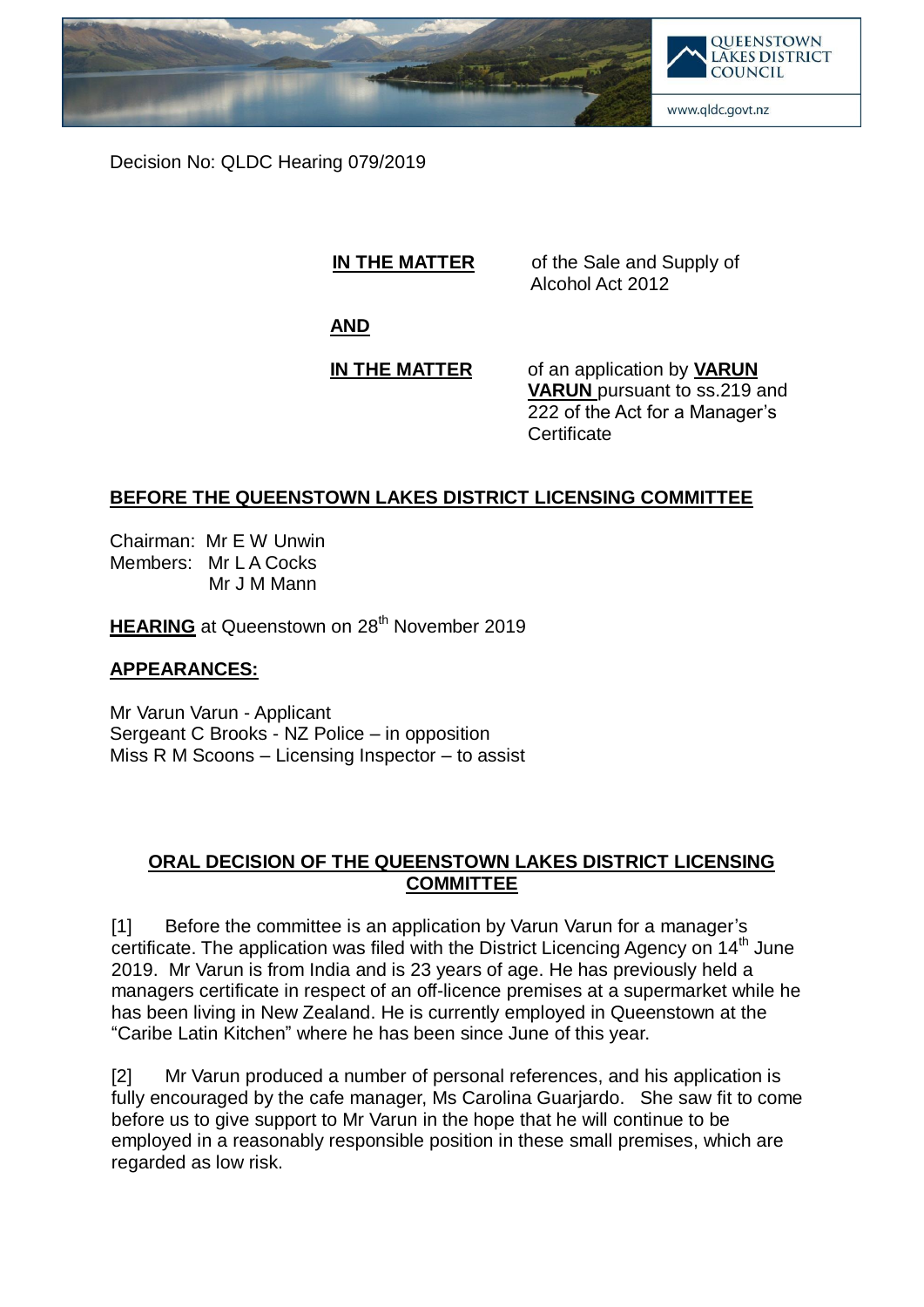Decision No: QLDC Hearing 079/2019

**IN THE MATTER** of the Sale and Supply of Alcohol Act 2012

**AND**

**IN THE MATTER** of an application by **VARUN VARUN** pursuant to ss.219 and 222 of the Act for a Manager's Certificate

## BEFORE THE QUEENSTOWN LAKES DISTRICT LICENSING COMMITTEE

Chairman: Mr E W Unwin
Members: Mr L A Cocks
Mr J M Mann

**HEARING** at Queenstown on 28th November 2019

**APPEARANCES:**

Mr Varun Varun - Applicant
Sergeant C Brooks - NZ Police – in opposition
Miss R M Scoons – Licensing Inspector – to assist

## ORAL DECISION OF THE QUEENSTOWN LAKES DISTRICT LICENSING COMMITTEE

[1] Before the committee is an application by Varun Varun for a manager's certificate. The application was filed with the District Licencing Agency on 14th June 2019. Mr Varun is from India and is 23 years of age. He has previously held a managers certificate in respect of an off-licence premises at a supermarket while he has been living in New Zealand. He is currently employed in Queenstown at the "Caribe Latin Kitchen" where he has been since June of this year.

[2] Mr Varun produced a number of personal references, and his application is fully encouraged by the cafe manager, Ms Carolina Guarjardo. She saw fit to come before us to give support to Mr Varun in the hope that he will continue to be employed in a reasonably responsible position in these small premises, which are regarded as low risk.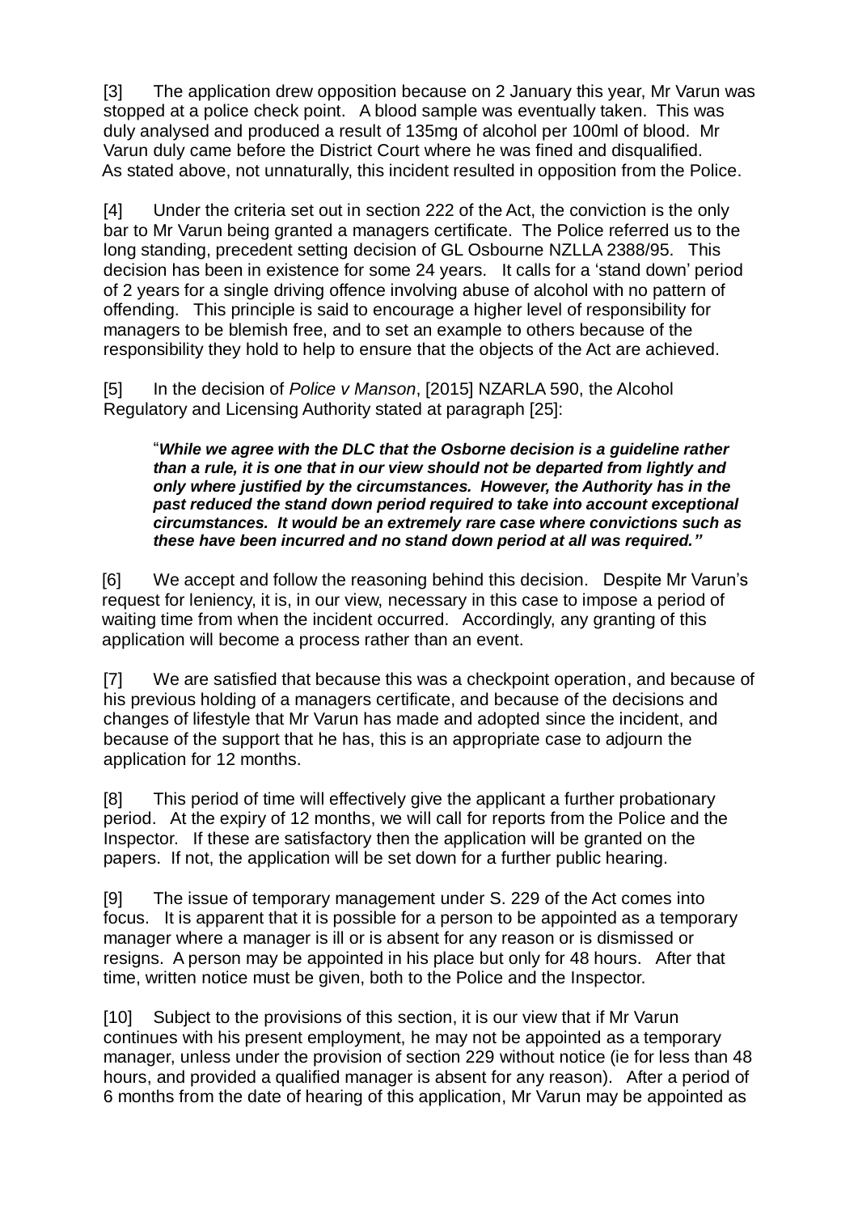[3] The application drew opposition because on 2 January this year, Mr Varun was stopped at a police check point. A blood sample was eventually taken. This was duly analysed and produced a result of 135mg of alcohol per 100ml of blood. Mr Varun duly came before the District Court where he was fined and disqualified. As stated above, not unnaturally, this incident resulted in opposition from the Police.

[4] Under the criteria set out in section 222 of the Act, the conviction is the only bar to Mr Varun being granted a managers certificate. The Police referred us to the long standing, precedent setting decision of GL Osbourne NZLLA 2388/95. This decision has been in existence for some 24 years. It calls for a 'stand down' period of 2 years for a single driving offence involving abuse of alcohol with no pattern of offending. This principle is said to encourage a higher level of responsibility for managers to be blemish free, and to set an example to others because of the responsibility they hold to help to ensure that the objects of the Act are achieved.

[5] In the decision of *Police v Manson*, [2015] NZARLA 590, the Alcohol Regulatory and Licensing Authority stated at paragraph [25]:

> "***While we agree with the DLC that the Osborne decision is a guideline rather than a rule, it is one that in our view should not be departed from lightly and only where justified by the circumstances. However, the Authority has in the past reduced the stand down period required to take into account exceptional circumstances. It would be an extremely rare case where convictions such as these have been incurred and no stand down period at all was required.***"

[6] We accept and follow the reasoning behind this decision. Despite Mr Varun's request for leniency, it is, in our view, necessary in this case to impose a period of waiting time from when the incident occurred. Accordingly, any granting of this application will become a process rather than an event.

[7] We are satisfied that because this was a checkpoint operation, and because of his previous holding of a managers certificate, and because of the decisions and changes of lifestyle that Mr Varun has made and adopted since the incident, and because of the support that he has, this is an appropriate case to adjourn the application for 12 months.

[8] This period of time will effectively give the applicant a further probationary period. At the expiry of 12 months, we will call for reports from the Police and the Inspector. If these are satisfactory then the application will be granted on the papers. If not, the application will be set down for a further public hearing.

[9] The issue of temporary management under S. 229 of the Act comes into focus. It is apparent that it is possible for a person to be appointed as a temporary manager where a manager is ill or is absent for any reason or is dismissed or resigns. A person may be appointed in his place but only for 48 hours. After that time, written notice must be given, both to the Police and the Inspector.

[10] Subject to the provisions of this section, it is our view that if Mr Varun continues with his present employment, he may not be appointed as a temporary manager, unless under the provision of section 229 without notice (ie for less than 48 hours, and provided a qualified manager is absent for any reason). After a period of 6 months from the date of hearing of this application, Mr Varun may be appointed as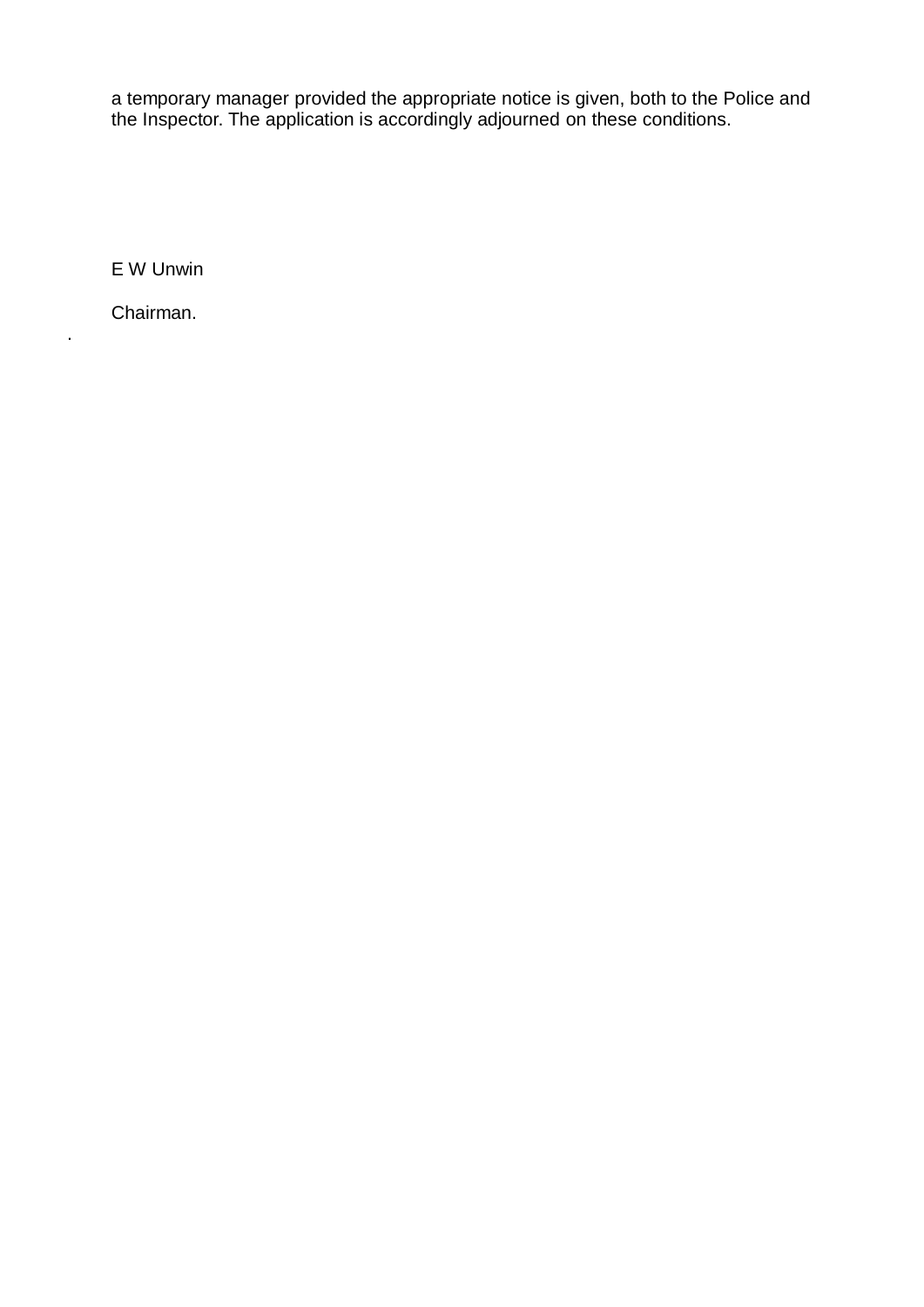a temporary manager provided the appropriate notice is given, both to the Police and the Inspector. The application is accordingly adjourned on these conditions.

E W Unwin

Chairman.